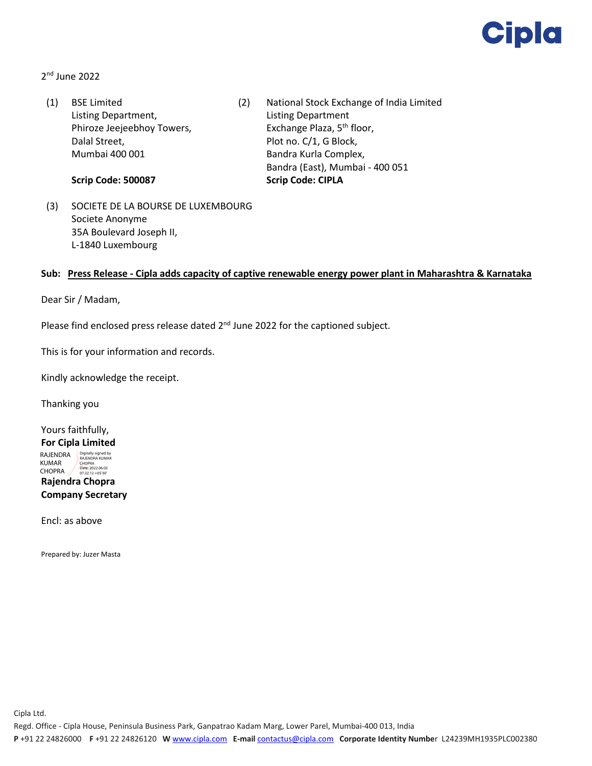2nd June 2022

(1) BSE Limited
Listing Department,
Phiroze Jeejeebhoy Towers,
Dalal Street,
Mumbai 400 001

**Scrip Code: 500087**

(2) National Stock Exchange of India Limited
Listing Department
Exchange Plaza, 5th floor,
Plot no. C/1, G Block,
Bandra Kurla Complex,
Bandra (East), Mumbai - 400 051
**Scrip Code: CIPLA**

(3) SOCIETE DE LA BOURSE DE LUXEMBOURG
Societe Anonyme
35A Boulevard Joseph II,
L-1840 Luxembourg

**Sub: Press Release - Cipla adds capacity of captive renewable energy power plant in Maharashtra & Karnataka**

Dear Sir / Madam,

Please find enclosed press release dated 2nd June 2022 for the captioned subject.

This is for your information and records.

Kindly acknowledge the receipt.

Thanking you

Yours faithfully,
**For Cipla Limited**

RAJENDRA KUMAR CHOPRA
Digitally signed by RAJENDRA KUMAR CHOPRA
Date: 2022.06.02 07:22:12 +05'30'

**Rajendra Chopra**
**Company Secretary**

Encl: as above

Prepared by: Juzer Masta

Cipla Ltd.
Regd. Office - Cipla House, Peninsula Business Park, Ganpatrao Kadam Marg, Lower Parel, Mumbai-400 013, India
**P** +91 22 24826000 **F** +91 22 24826120 **W** www.cipla.com **E-mail** contactus@cipla.com **Corporate Identity Number** L24239MH1935PLC002380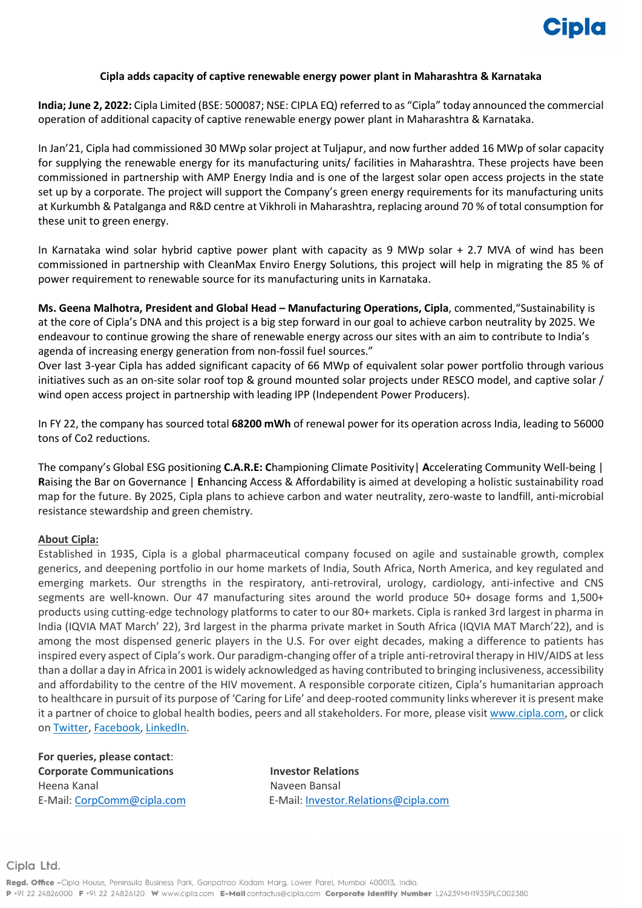**Cipla adds capacity of captive renewable energy power plant in Maharashtra & Karnataka**

**India; June 2, 2022:** Cipla Limited (BSE: 500087; NSE: CIPLA EQ) referred to as "Cipla" today announced the commercial operation of additional capacity of captive renewable energy power plant in Maharashtra & Karnataka.

In Jan'21, Cipla had commissioned 30 MWp solar project at Tuljapur, and now further added 16 MWp of solar capacity for supplying the renewable energy for its manufacturing units/ facilities in Maharashtra. These projects have been commissioned in partnership with AMP Energy India and is one of the largest solar open access projects in the state set up by a corporate. The project will support the Company's green energy requirements for its manufacturing units at Kurkumbh & Patalganga and R&D centre at Vikhroli in Maharashtra, replacing around 70 % of total consumption for these unit to green energy.

In Karnataka wind solar hybrid captive power plant with capacity as 9 MWp solar + 2.7 MVA of wind has been commissioned in partnership with CleanMax Enviro Energy Solutions, this project will help in migrating the 85 % of power requirement to renewable source for its manufacturing units in Karnataka.

**Ms. Geena Malhotra, President and Global Head – Manufacturing Operations, Cipla**, commented,"Sustainability is at the core of Cipla's DNA and this project is a big step forward in our goal to achieve carbon neutrality by 2025. We endeavour to continue growing the share of renewable energy across our sites with an aim to contribute to India's agenda of increasing energy generation from non-fossil fuel sources."
Over last 3-year Cipla has added significant capacity of 66 MWp of equivalent solar power portfolio through various initiatives such as an on-site solar roof top & ground mounted solar projects under RESCO model, and captive solar / wind open access project in partnership with leading IPP (Independent Power Producers).

In FY 22, the company has sourced total **68200 mWh** of renewal power for its operation across India, leading to 56000 tons of $CO_2$ reductions.

The company's Global ESG positioning **C.A.R.E: C**hampioning Climate Positivity| **A**ccelerating Community Well-being | **R**aising the Bar on Governance | **E**nhancing Access & Affordability is aimed at developing a holistic sustainability road map for the future. By 2025, Cipla plans to achieve carbon and water neutrality, zero-waste to landfill, anti-microbial resistance stewardship and green chemistry.

**About Cipla:**

Established in 1935, Cipla is a global pharmaceutical company focused on agile and sustainable growth, complex generics, and deepening portfolio in our home markets of India, South Africa, North America, and key regulated and emerging markets. Our strengths in the respiratory, anti-retroviral, urology, cardiology, anti-infective and CNS segments are well-known. Our 47 manufacturing sites around the world produce 50+ dosage forms and 1,500+ products using cutting-edge technology platforms to cater to our 80+ markets. Cipla is ranked 3rd largest in pharma in India (IQVIA MAT March' 22), 3rd largest in the pharma private market in South Africa (IQVIA MAT March'22), and is among the most dispensed generic players in the U.S. For over eight decades, making a difference to patients has inspired every aspect of Cipla's work. Our paradigm-changing offer of a triple anti-retroviral therapy in HIV/AIDS at less than a dollar a day in Africa in 2001 is widely acknowledged as having contributed to bringing inclusiveness, accessibility and affordability to the centre of the HIV movement. A responsible corporate citizen, Cipla's humanitarian approach to healthcare in pursuit of its purpose of 'Caring for Life' and deep-rooted community links wherever it is present make it a partner of choice to global health bodies, peers and all stakeholders. For more, please visit www.cipla.com, or click on Twitter, Facebook, LinkedIn.

**For queries, please contact**:

**Corporate Communications**
Heena Kanal
E-Mail: CorpComm@cipla.com

**Investor Relations**
Naveen Bansal
E-Mail: Investor.Relations@cipla.com

Cipla Ltd.

**Regd. Office -** Cipla House, Peninsula Business Park, Ganpatrao Kadam Marg, Lower Parel, Mumbai 400013, India.
**P** +91 22 24826000 **F** +91 22 24826120 **W** www.cipla.com **E-Mail** contactus@cipla.com **Corporate Identity Number** L24239MH1935PLC002380